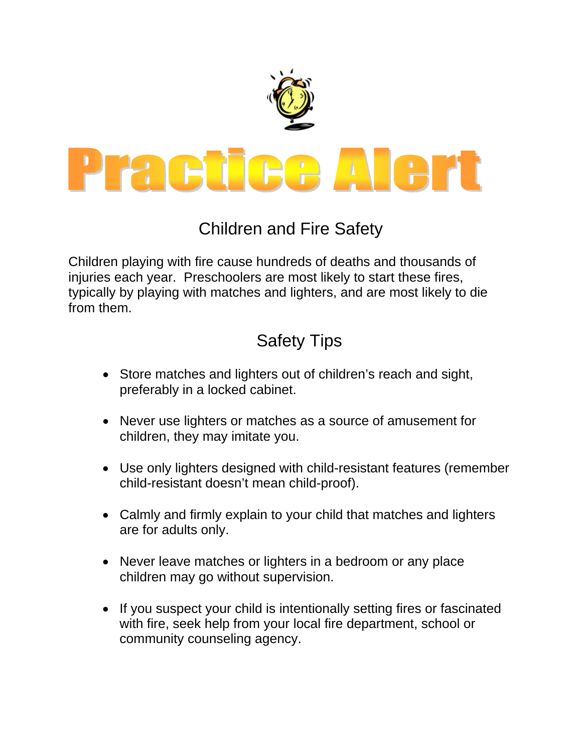# Practice Alert

## Children and Fire Safety

Children playing with fire cause hundreds of deaths and thousands of injuries each year. Preschoolers are most likely to start these fires, typically by playing with matches and lighters, and are most likely to die from them.

## Safety Tips

- Store matches and lighters out of children's reach and sight, preferably in a locked cabinet.
- Never use lighters or matches as a source of amusement for children, they may imitate you.
- Use only lighters designed with child-resistant features (remember child-resistant doesn't mean child-proof).
- Calmly and firmly explain to your child that matches and lighters are for adults only.
- Never leave matches or lighters in a bedroom or any place children may go without supervision.
- If you suspect your child is intentionally setting fires or fascinated with fire, seek help from your local fire department, school or community counseling agency.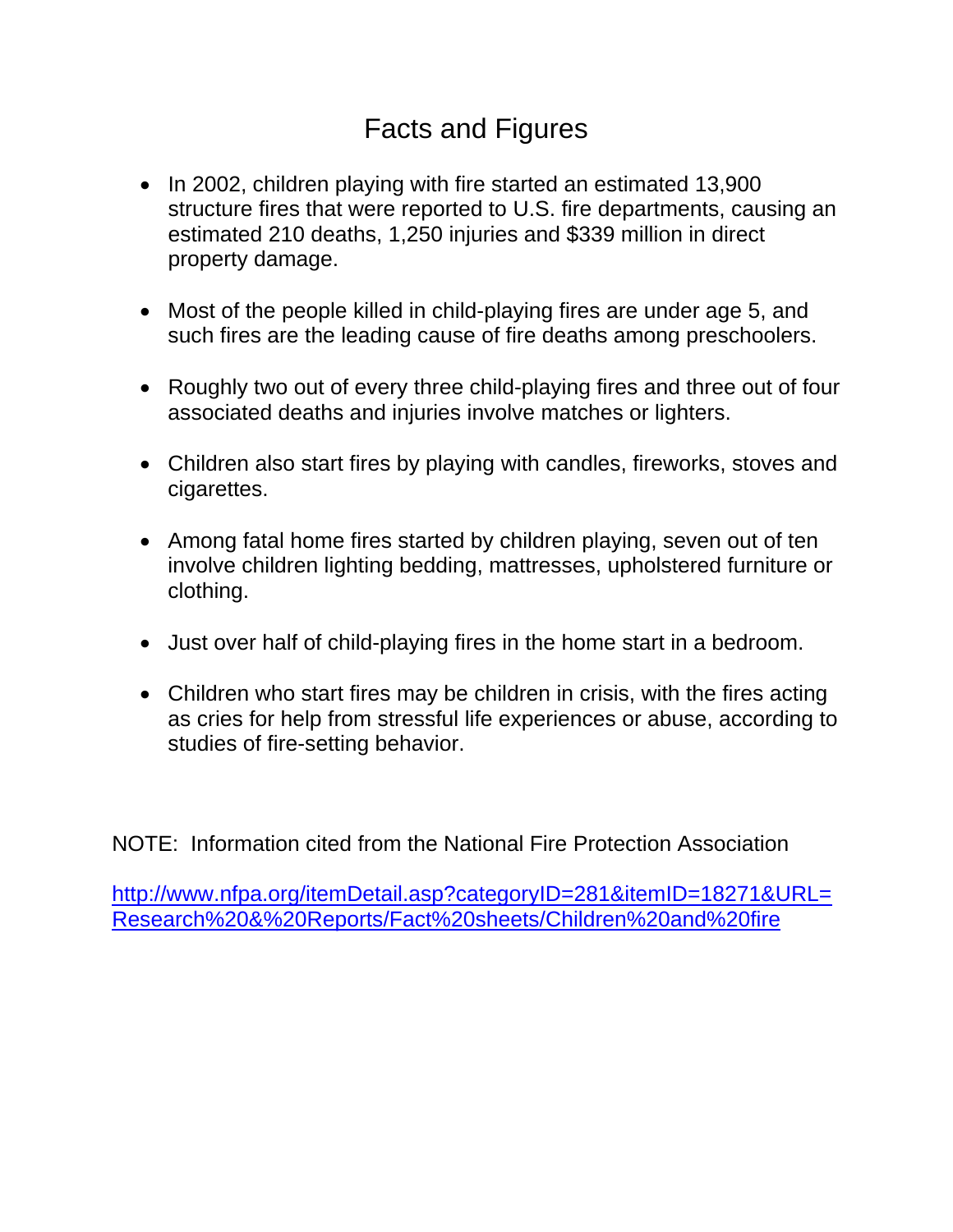# Facts and Figures

- In 2002, children playing with fire started an estimated 13,900 structure fires that were reported to U.S. fire departments, causing an estimated 210 deaths, 1,250 injuries and $339 million in direct property damage.

- Most of the people killed in child-playing fires are under age 5, and such fires are the leading cause of fire deaths among preschoolers.

- Roughly two out of every three child-playing fires and three out of four associated deaths and injuries involve matches or lighters.

- Children also start fires by playing with candles, fireworks, stoves and cigarettes.

- Among fatal home fires started by children playing, seven out of ten involve children lighting bedding, mattresses, upholstered furniture or clothing.

- Just over half of child-playing fires in the home start in a bedroom.

- Children who start fires may be children in crisis, with the fires acting as cries for help from stressful life experiences or abuse, according to studies of fire-setting behavior.

NOTE: Information cited from the National Fire Protection Association

http://www.nfpa.org/itemDetail.asp?categoryID=281&itemID=18271&URL=Research%20&%20Reports/Fact%20sheets/Children%20and%20fire